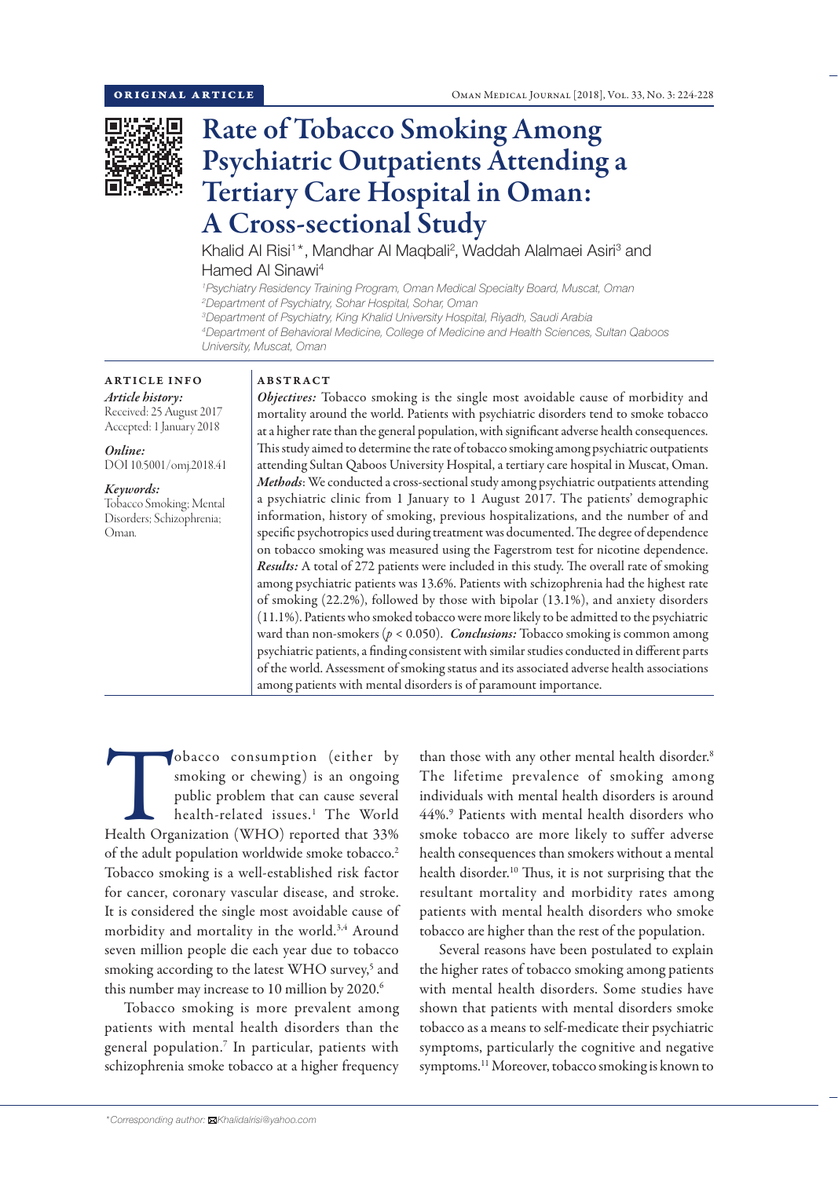ORIGINAL ARTICLE

# Rate of Tobacco Smoking Among Psychiatric Outpatients Attending a Tertiary Care Hospital in Oman: A Cross-sectional Study

Khalid Al Risi[1]*, Mandhar Al Maqbali[2], Waddah Alalmaei Asiri[3] and Hamed Al Sinawi[4]

[1]*Psychiatry Residency Training Program, Oman Medical Specialty Board, Muscat, Oman*
[2]*Department of Psychiatry, Sohar Hospital, Sohar, Oman*
[3]*Department of Psychiatry, King Khalid University Hospital, Riyadh, Saudi Arabia*
[4]*Department of Behavioral Medicine, College of Medicine and Health Sciences, Sultan Qaboos University, Muscat, Oman*

## ARTICLE INFO

*Article history:*
Received: 25 August 2017
Accepted: 1 January 2018

*Online:*
DOI 10.5001/omj.2018.41

*Keywords:*
Tobacco Smoking; Mental Disorders; Schizophrenia; Oman.

## ABSTRACT

***Objectives:*** Tobacco smoking is the single most avoidable cause of morbidity and mortality around the world. Patients with psychiatric disorders tend to smoke tobacco at a higher rate than the general population, with significant adverse health consequences. This study aimed to determine the rate of tobacco smoking among psychiatric outpatients attending Sultan Qaboos University Hospital, a tertiary care hospital in Muscat, Oman. ***Methods***: We conducted a cross-sectional study among psychiatric outpatients attending a psychiatric clinic from 1 January to 1 August 2017. The patients' demographic information, history of smoking, previous hospitalizations, and the number of and specific psychotropics used during treatment was documented. The degree of dependence on tobacco smoking was measured using the Fagerstrom test for nicotine dependence. ***Results:*** A total of 272 patients were included in this study. The overall rate of smoking among psychiatric patients was 13.6%. Patients with schizophrenia had the highest rate of smoking (22.2%), followed by those with bipolar (13.1%), and anxiety disorders (11.1%). Patients who smoked tobacco were more likely to be admitted to the psychiatric ward than non-smokers ($p < 0.050$). ***Conclusions:*** Tobacco smoking is common among psychiatric patients, a finding consistent with similar studies conducted in different parts of the world. Assessment of smoking status and its associated adverse health associations among patients with mental disorders is of paramount importance.

Tobacco consumption (either by smoking or chewing) is an ongoing public problem that can cause several health-related issues.[1] The World Health Organization (WHO) reported that 33% of the adult population worldwide smoke tobacco.[2] Tobacco smoking is a well-established risk factor for cancer, coronary vascular disease, and stroke. It is considered the single most avoidable cause of morbidity and mortality in the world.[3,4] Around seven million people die each year due to tobacco smoking according to the latest WHO survey,[5] and this number may increase to 10 million by 2020.[6]

Tobacco smoking is more prevalent among patients with mental health disorders than the general population.[7] In particular, patients with schizophrenia smoke tobacco at a higher frequency than those with any other mental health disorder.[8] The lifetime prevalence of smoking among individuals with mental health disorders is around 44%.[9] Patients with mental health disorders who smoke tobacco are more likely to suffer adverse health consequences than smokers without a mental health disorder.[10] Thus, it is not surprising that the resultant mortality and morbidity rates among patients with mental health disorders who smoke tobacco are higher than the rest of the population.

Several reasons have been postulated to explain the higher rates of tobacco smoking among patients with mental health disorders. Some studies have shown that patients with mental disorders smoke tobacco as a means to self-medicate their psychiatric symptoms, particularly the cognitive and negative symptoms.[11] Moreover, tobacco smoking is known to

*Corresponding author: Khalidalrisi@yahoo.com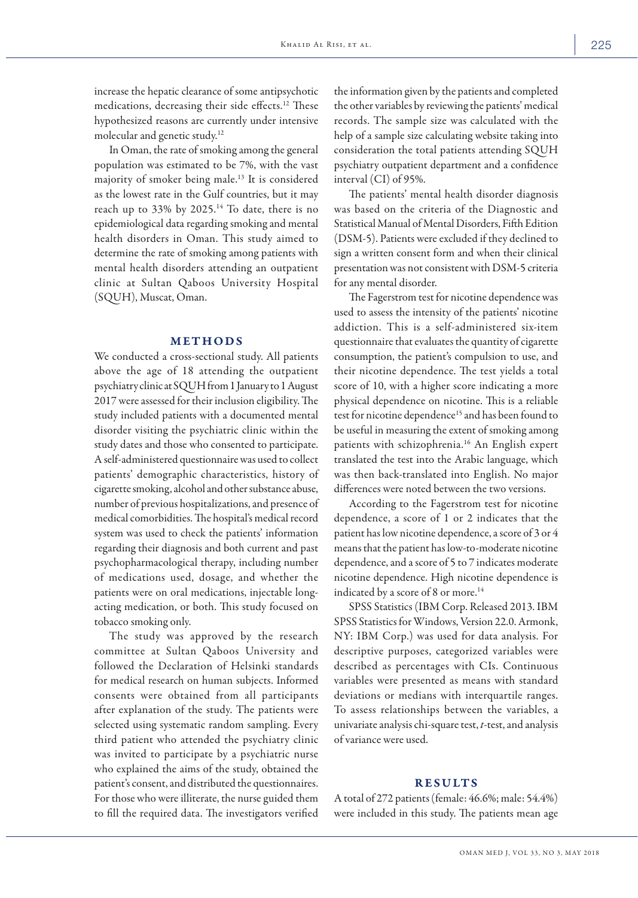increase the hepatic clearance of some antipsychotic medications, decreasing their side effects.[12] These hypothesized reasons are currently under intensive molecular and genetic study.[12]

In Oman, the rate of smoking among the general population was estimated to be 7%, with the vast majority of smoker being male.[13] It is considered as the lowest rate in the Gulf countries, but it may reach up to 33% by 2025.[14] To date, there is no epidemiological data regarding smoking and mental health disorders in Oman. This study aimed to determine the rate of smoking among patients with mental health disorders attending an outpatient clinic at Sultan Qaboos University Hospital (SQUH), Muscat, Oman.

## METHODS

We conducted a cross-sectional study. All patients above the age of 18 attending the outpatient psychiatry clinic at SQUH from 1 January to 1 August 2017 were assessed for their inclusion eligibility. The study included patients with a documented mental disorder visiting the psychiatric clinic within the study dates and those who consented to participate. A self-administered questionnaire was used to collect patients' demographic characteristics, history of cigarette smoking, alcohol and other substance abuse, number of previous hospitalizations, and presence of medical comorbidities. The hospital's medical record system was used to check the patients' information regarding their diagnosis and both current and past psychopharmacological therapy, including number of medications used, dosage, and whether the patients were on oral medications, injectable long-acting medication, or both. This study focused on tobacco smoking only.

The study was approved by the research committee at Sultan Qaboos University and followed the Declaration of Helsinki standards for medical research on human subjects. Informed consents were obtained from all participants after explanation of the study. The patients were selected using systematic random sampling. Every third patient who attended the psychiatry clinic was invited to participate by a psychiatric nurse who explained the aims of the study, obtained the patient's consent, and distributed the questionnaires. For those who were illiterate, the nurse guided them to fill the required data. The investigators verified the information given by the patients and completed the other variables by reviewing the patients' medical records. The sample size was calculated with the help of a sample size calculating website taking into consideration the total patients attending SQUH psychiatry outpatient department and a confidence interval (CI) of 95%.

The patients' mental health disorder diagnosis was based on the criteria of the Diagnostic and Statistical Manual of Mental Disorders, Fifth Edition (DSM-5). Patients were excluded if they declined to sign a written consent form and when their clinical presentation was not consistent with DSM-5 criteria for any mental disorder.

The Fagerstrom test for nicotine dependence was used to assess the intensity of the patients' nicotine addiction. This is a self-administered six-item questionnaire that evaluates the quantity of cigarette consumption, the patient's compulsion to use, and their nicotine dependence. The test yields a total score of 10, with a higher score indicating a more physical dependence on nicotine. This is a reliable test for nicotine dependence[15] and has been found to be useful in measuring the extent of smoking among patients with schizophrenia.[16] An English expert translated the test into the Arabic language, which was then back-translated into English. No major differences were noted between the two versions.

According to the Fagerstrom test for nicotine dependence, a score of 1 or 2 indicates that the patient has low nicotine dependence, a score of 3 or 4 means that the patient has low-to-moderate nicotine dependence, and a score of 5 to 7 indicates moderate nicotine dependence. High nicotine dependence is indicated by a score of 8 or more.[14]

SPSS Statistics (IBM Corp. Released 2013. IBM SPSS Statistics for Windows, Version 22.0. Armonk, NY: IBM Corp.) was used for data analysis. For descriptive purposes, categorized variables were described as percentages with CIs. Continuous variables were presented as means with standard deviations or medians with interquartile ranges. To assess relationships between the variables, a univariate analysis chi-square test, *t*-test, and analysis of variance were used.

## RESULTS

A total of 272 patients (female: 46.6%; male: 54.4%) were included in this study. The patients mean age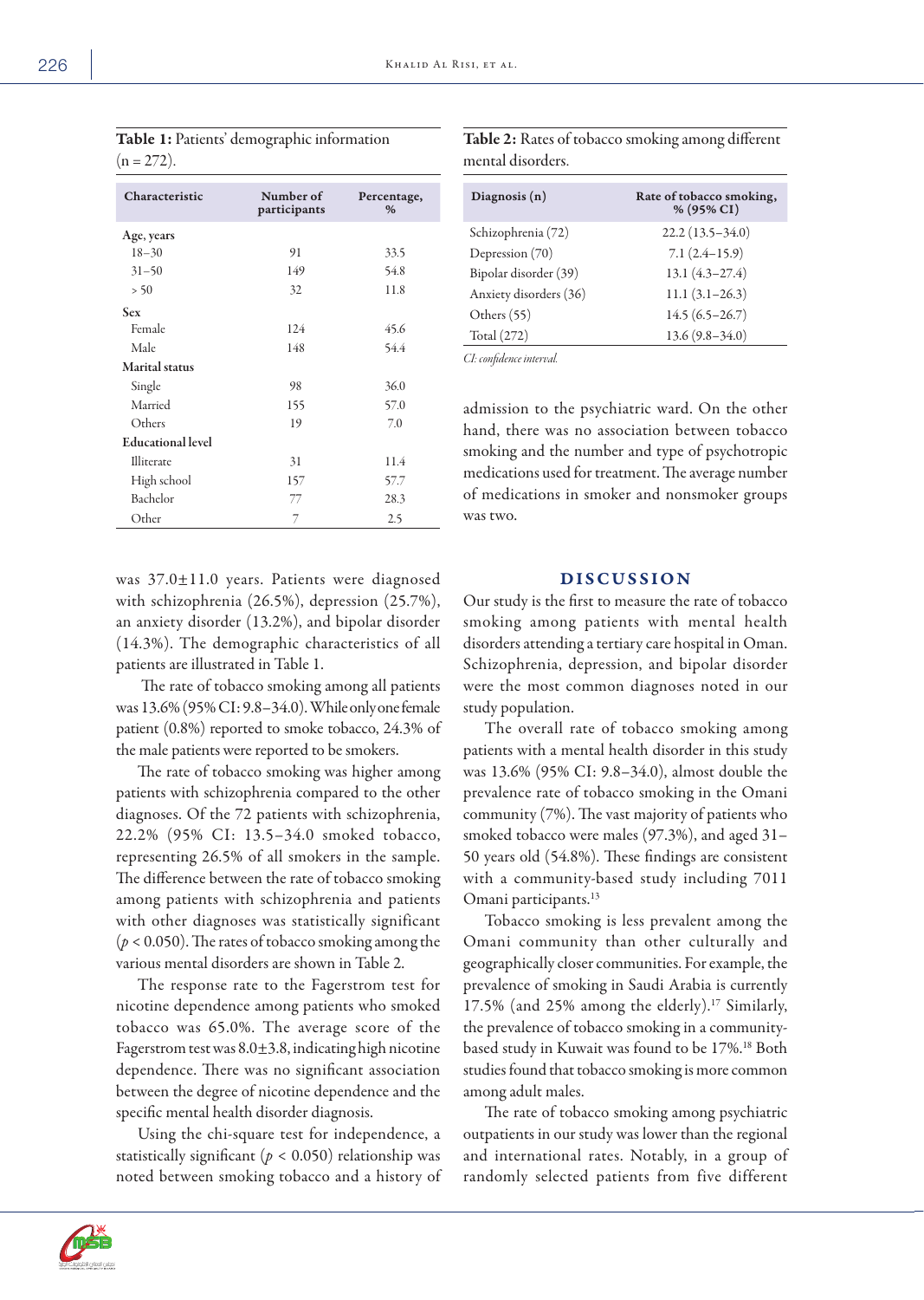**Table 1:** Patients' demographic information (n = 272).

| Characteristic | Number of participants | Percentage, % |
|---|---|---|
| **Age, years** | | |
| 18–30 | 91 | 33.5 |
| 31–50 | 149 | 54.8 |
| > 50 | 32 | 11.8 |
| **Sex** | | |
| Female | 124 | 45.6 |
| Male | 148 | 54.4 |
| **Marital status** | | |
| Single | 98 | 36.0 |
| Married | 155 | 57.0 |
| Others | 19 | 7.0 |
| **Educational level** | | |
| Illiterate | 31 | 11.4 |
| High school | 157 | 57.7 |
| Bachelor | 77 | 28.3 |
| Other | 7 | 2.5 |

**Table 2:** Rates of tobacco smoking among different mental disorders.

| Diagnosis (n) | Rate of tobacco smoking, % (95% CI) |
|---|---|
| Schizophrenia (72) | 22.2 (13.5–34.0) |
| Depression (70) | 7.1 (2.4–15.9) |
| Bipolar disorder (39) | 13.1 (4.3–27.4) |
| Anxiety disorders (36) | 11.1 (3.1–26.3) |
| Others (55) | 14.5 (6.5–26.7) |
| Total (272) | 13.6 (9.8–34.0) |

*CI: confidence interval.*

was 37.0±11.0 years. Patients were diagnosed with schizophrenia (26.5%), depression (25.7%), an anxiety disorder (13.2%), and bipolar disorder (14.3%). The demographic characteristics of all patients are illustrated in Table 1.

The rate of tobacco smoking among all patients was 13.6% (95% CI: 9.8–34.0). While only one female patient (0.8%) reported to smoke tobacco, 24.3% of the male patients were reported to be smokers.

The rate of tobacco smoking was higher among patients with schizophrenia compared to the other diagnoses. Of the 72 patients with schizophrenia, 22.2% (95% CI: 13.5–34.0 smoked tobacco, representing 26.5% of all smokers in the sample. The difference between the rate of tobacco smoking among patients with schizophrenia and patients with other diagnoses was statistically significant ($p < 0.050$). The rates of tobacco smoking among the various mental disorders are shown in Table 2.

The response rate to the Fagerstrom test for nicotine dependence among patients who smoked tobacco was 65.0%. The average score of the Fagerstrom test was 8.0±3.8, indicating high nicotine dependence. There was no significant association between the degree of nicotine dependence and the specific mental health disorder diagnosis.

Using the chi-square test for independence, a statistically significant ($p < 0.050$) relationship was noted between smoking tobacco and a history of admission to the psychiatric ward. On the other hand, there was no association between tobacco smoking and the number and type of psychotropic medications used for treatment. The average number of medications in smoker and nonsmoker groups was two.

## DISCUSSION

Our study is the first to measure the rate of tobacco smoking among patients with mental health disorders attending a tertiary care hospital in Oman. Schizophrenia, depression, and bipolar disorder were the most common diagnoses noted in our study population.

The overall rate of tobacco smoking among patients with a mental health disorder in this study was 13.6% (95% CI: 9.8–34.0), almost double the prevalence rate of tobacco smoking in the Omani community (7%). The vast majority of patients who smoked tobacco were males (97.3%), and aged 31–50 years old (54.8%). These findings are consistent with a community-based study including 7011 Omani participants.[13]

Tobacco smoking is less prevalent among the Omani community than other culturally and geographically closer communities. For example, the prevalence of smoking in Saudi Arabia is currently 17.5% (and 25% among the elderly).[17] Similarly, the prevalence of tobacco smoking in a community-based study in Kuwait was found to be 17%.[18] Both studies found that tobacco smoking is more common among adult males.

The rate of tobacco smoking among psychiatric outpatients in our study was lower than the regional and international rates. Notably, in a group of randomly selected patients from five different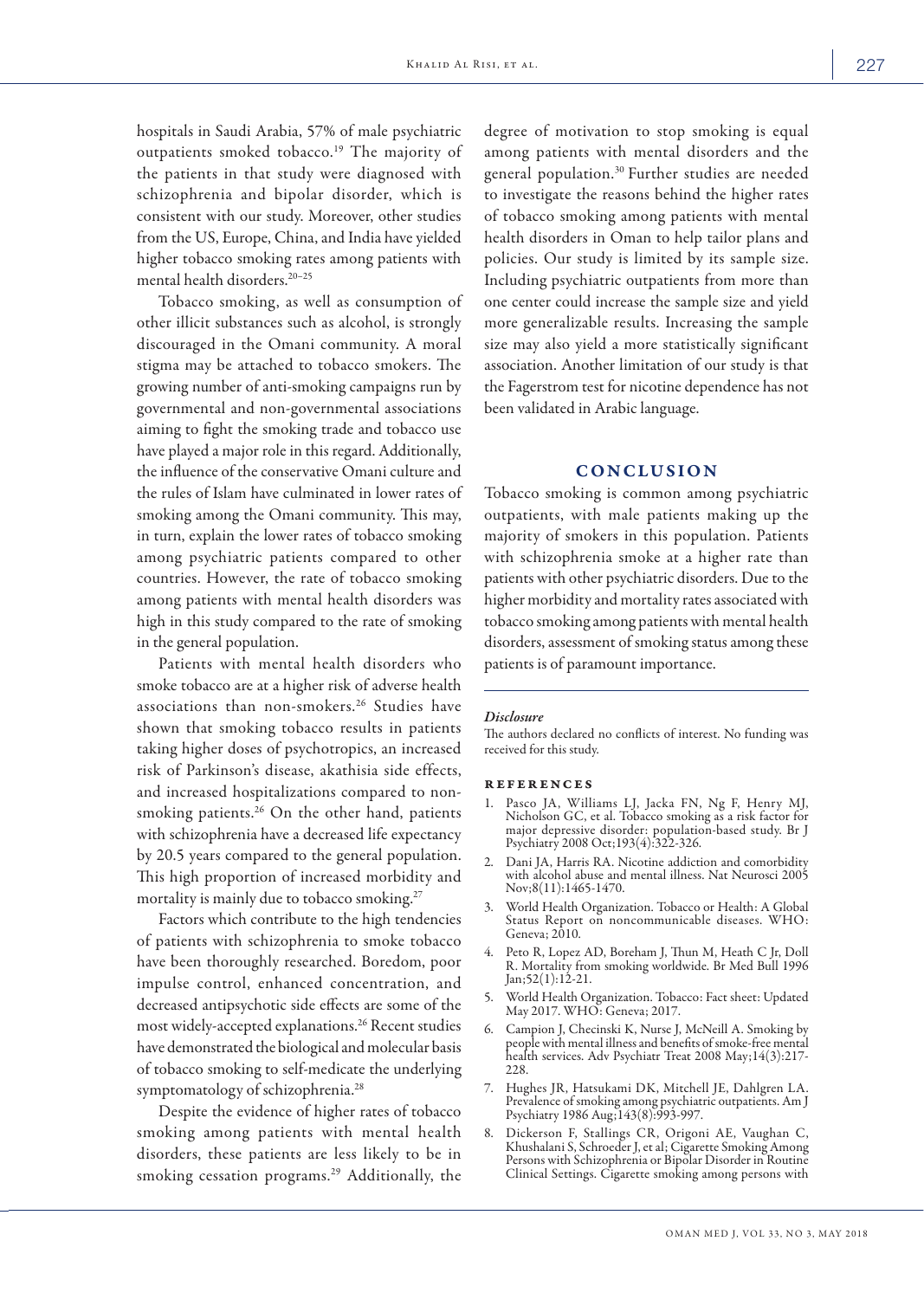hospitals in Saudi Arabia, 57% of male psychiatric outpatients smoked tobacco.[19] The majority of the patients in that study were diagnosed with schizophrenia and bipolar disorder, which is consistent with our study. Moreover, other studies from the US, Europe, China, and India have yielded higher tobacco smoking rates among patients with mental health disorders.[20–25]

Tobacco smoking, as well as consumption of other illicit substances such as alcohol, is strongly discouraged in the Omani community. A moral stigma may be attached to tobacco smokers. The growing number of anti-smoking campaigns run by governmental and non-governmental associations aiming to fight the smoking trade and tobacco use have played a major role in this regard. Additionally, the influence of the conservative Omani culture and the rules of Islam have culminated in lower rates of smoking among the Omani community. This may, in turn, explain the lower rates of tobacco smoking among psychiatric patients compared to other countries. However, the rate of tobacco smoking among patients with mental health disorders was high in this study compared to the rate of smoking in the general population.

Patients with mental health disorders who smoke tobacco are at a higher risk of adverse health associations than non-smokers.[26] Studies have shown that smoking tobacco results in patients taking higher doses of psychotropics, an increased risk of Parkinson's disease, akathisia side effects, and increased hospitalizations compared to non-smoking patients.[26] On the other hand, patients with schizophrenia have a decreased life expectancy by 20.5 years compared to the general population. This high proportion of increased morbidity and mortality is mainly due to tobacco smoking.[27]

Factors which contribute to the high tendencies of patients with schizophrenia to smoke tobacco have been thoroughly researched. Boredom, poor impulse control, enhanced concentration, and decreased antipsychotic side effects are some of the most widely-accepted explanations.[26] Recent studies have demonstrated the biological and molecular basis of tobacco smoking to self-medicate the underlying symptomatology of schizophrenia.[28]

Despite the evidence of higher rates of tobacco smoking among patients with mental health disorders, these patients are less likely to be in smoking cessation programs.[29] Additionally, the degree of motivation to stop smoking is equal among patients with mental disorders and the general population.[30] Further studies are needed to investigate the reasons behind the higher rates of tobacco smoking among patients with mental health disorders in Oman to help tailor plans and policies. Our study is limited by its sample size. Including psychiatric outpatients from more than one center could increase the sample size and yield more generalizable results. Increasing the sample size may also yield a more statistically significant association. Another limitation of our study is that the Fagerstrom test for nicotine dependence has not been validated in Arabic language.

## CONCLUSION

Tobacco smoking is common among psychiatric outpatients, with male patients making up the majority of smokers in this population. Patients with schizophrenia smoke at a higher rate than patients with other psychiatric disorders. Due to the higher morbidity and mortality rates associated with tobacco smoking among patients with mental health disorders, assessment of smoking status among these patients is of paramount importance.

### *Disclosure*

The authors declared no conflicts of interest. No funding was received for this study.

### REFERENCES

1. Pasco JA, Williams LJ, Jacka FN, Ng F, Henry MJ, Nicholson GC, et al. Tobacco smoking as a risk factor for major depressive disorder: population-based study. Br J Psychiatry 2008 Oct;193(4):322-326.
2. Dani JA, Harris RA. Nicotine addiction and comorbidity with alcohol abuse and mental illness. Nat Neurosci 2005 Nov;8(11):1465-1470.
3. World Health Organization. Tobacco or Health: A Global Status Report on noncommunicable diseases. WHO: Geneva; 2010.
4. Peto R, Lopez AD, Boreham J, Thun M, Heath C Jr, Doll R. Mortality from smoking worldwide. Br Med Bull 1996 Jan;52(1):12-21.
5. World Health Organization. Tobacco: Fact sheet: Updated May 2017. WHO: Geneva; 2017.
6. Campion J, Checinski K, Nurse J, McNeill A. Smoking by people with mental illness and benefits of smoke-free mental health services. Adv Psychiatr Treat 2008 May;14(3):217-228.
7. Hughes JR, Hatsukami DK, Mitchell JE, Dahlgren LA. Prevalence of smoking among psychiatric outpatients. Am J Psychiatry 1986 Aug;143(8):993-997.
8. Dickerson F, Stallings CR, Origoni AE, Vaughan C, Khushalani S, Schroeder J, et al; Cigarette Smoking Among Persons with Schizophrenia or Bipolar Disorder in Routine Clinical Settings. Cigarette smoking among persons with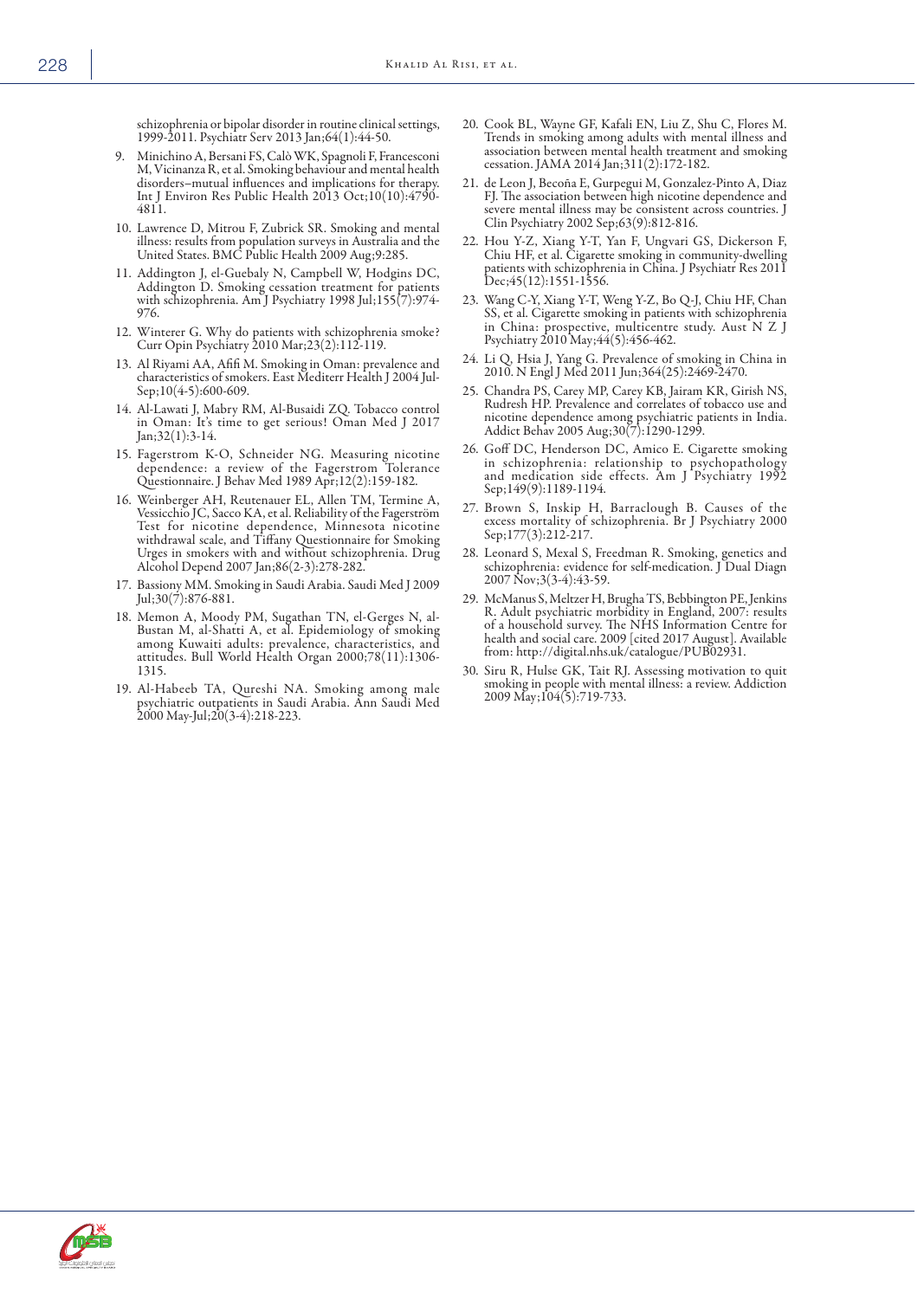schizophrenia or bipolar disorder in routine clinical settings, 1999-2011. Psychiatr Serv 2013 Jan;64(1):44-50.

9. Minichino A, Bersani FS, Calò WK, Spagnoli F, Francesconi M, Vicinanza R, et al. Smoking behaviour and mental health disorders–mutual influences and implications for therapy. Int J Environ Res Public Health 2013 Oct;10(10):4790-4811.
10. Lawrence D, Mitrou F, Zubrick SR. Smoking and mental illness: results from population surveys in Australia and the United States. BMC Public Health 2009 Aug;9:285.
11. Addington J, el-Guebaly N, Campbell W, Hodgins DC, Addington D. Smoking cessation treatment for patients with schizophrenia. Am J Psychiatry 1998 Jul;155(7):974-976.
12. Winterer G. Why do patients with schizophrenia smoke? Curr Opin Psychiatry 2010 Mar;23(2):112-119.
13. Al Riyami AA, Afifi M. Smoking in Oman: prevalence and characteristics of smokers. East Mediterr Health J 2004 Jul-Sep;10(4-5):600-609.
14. Al-Lawati J, Mabry RM, Al-Busaidi ZQ. Tobacco control in Oman: It's time to get serious! Oman Med J 2017 Jan;32(1):3-14.
15. Fagerstrom K-O, Schneider NG. Measuring nicotine dependence: a review of the Fagerstrom Tolerance Questionnaire. J Behav Med 1989 Apr;12(2):159-182.
16. Weinberger AH, Reutenauer EL, Allen TM, Termine A, Vessicchio JC, Sacco KA, et al. Reliability of the Fagerström Test for nicotine dependence, Minnesota nicotine withdrawal scale, and Tiffany Questionnaire for Smoking Urges in smokers with and without schizophrenia. Drug Alcohol Depend 2007 Jan;86(2-3):278-282.
17. Bassiony MM. Smoking in Saudi Arabia. Saudi Med J 2009 Jul;30(7):876-881.
18. Memon A, Moody PM, Sugathan TN, el-Gerges N, al-Bustan M, al-Shatti A, et al. Epidemiology of smoking among Kuwaiti adults: prevalence, characteristics, and attitudes. Bull World Health Organ 2000;78(11):1306-1315.
19. Al-Habeeb TA, Qureshi NA. Smoking among male psychiatric outpatients in Saudi Arabia. Ann Saudi Med 2000 May-Jul;20(3-4):218-223.
20. Cook BL, Wayne GF, Kafali EN, Liu Z, Shu C, Flores M. Trends in smoking among adults with mental illness and association between mental health treatment and smoking cessation. JAMA 2014 Jan;311(2):172-182.
21. de Leon J, Becoña E, Gurpegui M, Gonzalez-Pinto A, Diaz FJ. The association between high nicotine dependence and severe mental illness may be consistent across countries. J Clin Psychiatry 2002 Sep;63(9):812-816.
22. Hou Y-Z, Xiang Y-T, Yan F, Ungvari GS, Dickerson F, Chiu HF, et al. Cigarette smoking in community-dwelling patients with schizophrenia in China. J Psychiatr Res 2011 Dec;45(12):1551-1556.
23. Wang C-Y, Xiang Y-T, Weng Y-Z, Bo Q-J, Chiu HF, Chan SS, et al. Cigarette smoking in patients with schizophrenia in China: prospective, multicentre study. Aust N Z J Psychiatry 2010 May;44(5):456-462.
24. Li Q, Hsia J, Yang G. Prevalence of smoking in China in 2010. N Engl J Med 2011 Jun;364(25):2469-2470.
25. Chandra PS, Carey MP, Carey KB, Jairam KR, Girish NS, Rudresh HP. Prevalence and correlates of tobacco use and nicotine dependence among psychiatric patients in India. Addict Behav 2005 Aug;30(7):1290-1299.
26. Goff DC, Henderson DC, Amico E. Cigarette smoking in schizophrenia: relationship to psychopathology and medication side effects. Am J Psychiatry 1992 Sep;149(9):1189-1194.
27. Brown S, Inskip H, Barraclough B. Causes of the excess mortality of schizophrenia. Br J Psychiatry 2000 Sep;177(3):212-217.
28. Leonard S, Mexal S, Freedman R. Smoking, genetics and schizophrenia: evidence for self-medication. J Dual Diagn 2007 Nov;3(3-4):43-59.
29. McManus S, Meltzer H, Brugha TS, Bebbington PE, Jenkins R. Adult psychiatric morbidity in England, 2007: results of a household survey. The NHS Information Centre for health and social care. 2009 [cited 2017 August]. Available from: http://digital.nhs.uk/catalogue/PUB02931.
30. Siru R, Hulse GK, Tait RJ. Assessing motivation to quit smoking in people with mental illness: a review. Addiction 2009 May;104(5):719-733.